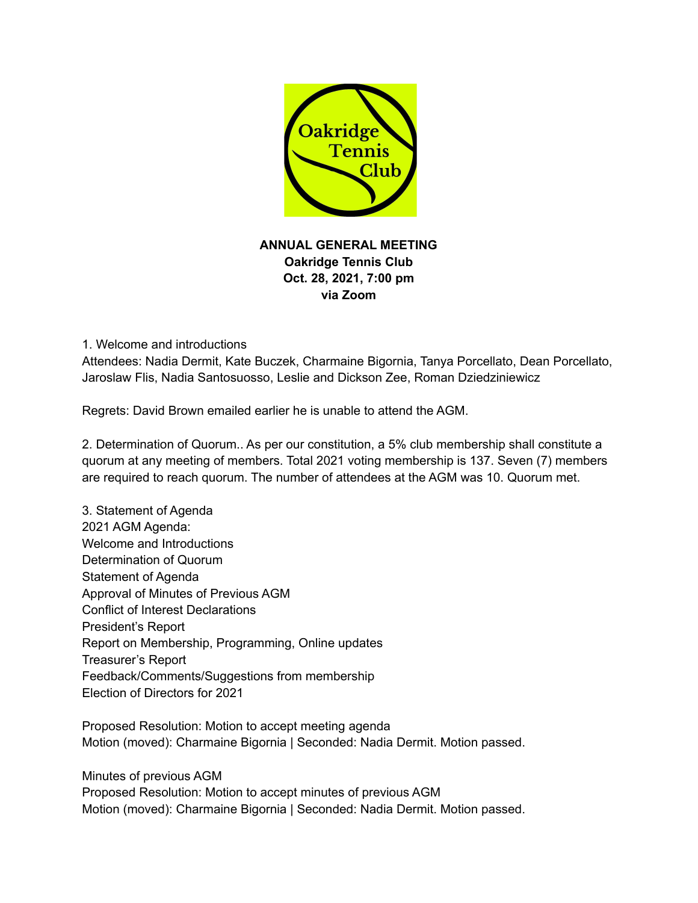# ANNUAL GENERAL MEETING
**Oakridge Tennis Club**
**Oct. 28, 2021, 7:00 pm**
**via Zoom**

1. Welcome and introductions
Attendees: Nadia Dermit, Kate Buczek, Charmaine Bigornia, Tanya Porcellato, Dean Porcellato, Jaroslaw Flis, Nadia Santosuosso, Leslie and Dickson Zee, Roman Dziedziniewicz

Regrets: David Brown emailed earlier he is unable to attend the AGM.

2. Determination of Quorum.. As per our constitution, a 5% club membership shall constitute a quorum at any meeting of members. Total 2021 voting membership is 137. Seven (7) members are required to reach quorum. The number of attendees at the AGM was 10. Quorum met.

3. Statement of Agenda
2021 AGM Agenda:
Welcome and Introductions
Determination of Quorum
Statement of Agenda
Approval of Minutes of Previous AGM
Conflict of Interest Declarations
President's Report
Report on Membership, Programming, Online updates
Treasurer's Report
Feedback/Comments/Suggestions from membership
Election of Directors for 2021

Proposed Resolution: Motion to accept meeting agenda
Motion (moved): Charmaine Bigornia | Seconded: Nadia Dermit. Motion passed.

Minutes of previous AGM
Proposed Resolution: Motion to accept minutes of previous AGM
Motion (moved): Charmaine Bigornia | Seconded: Nadia Dermit. Motion passed.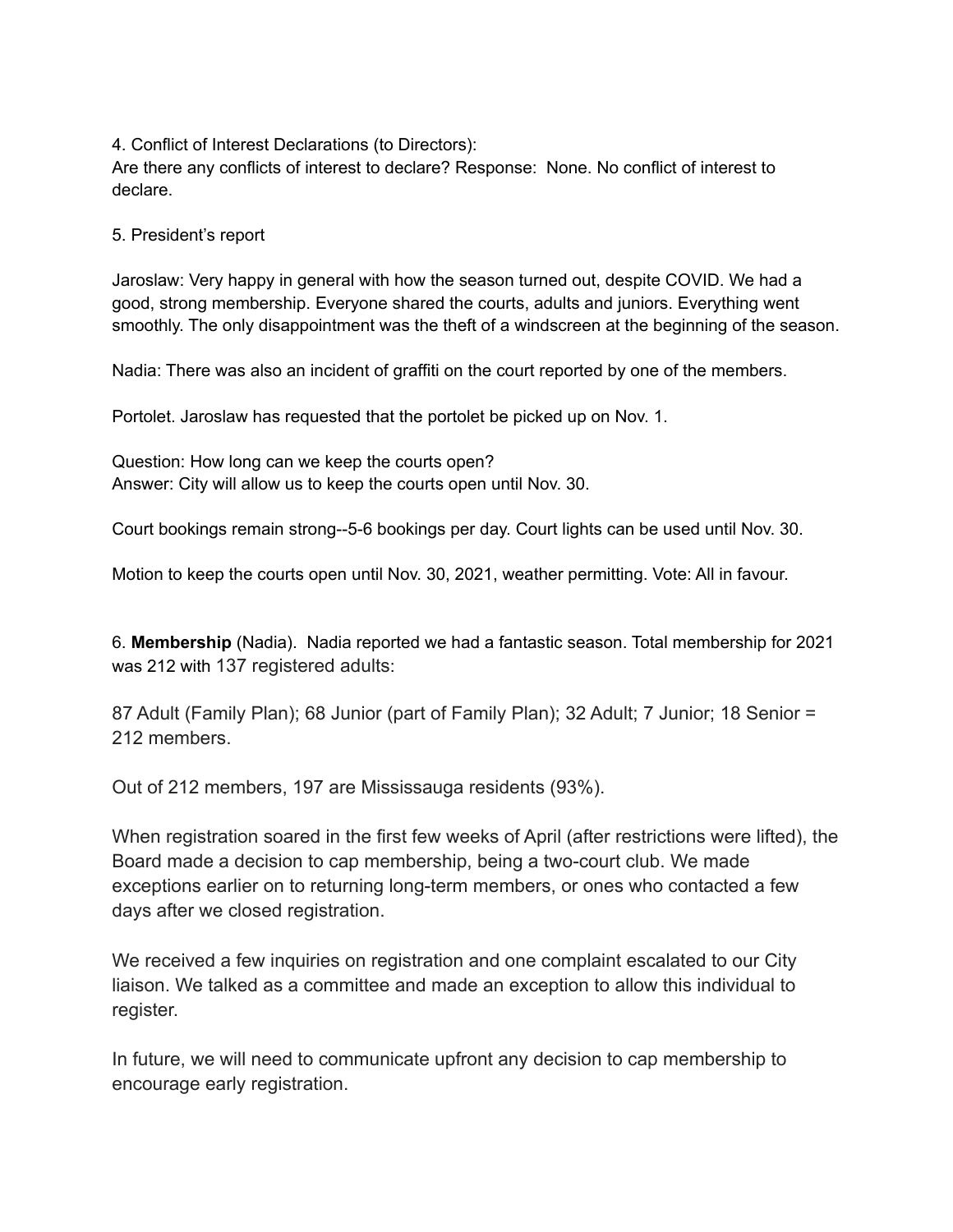4. Conflict of Interest Declarations (to Directors):
Are there any conflicts of interest to declare? Response: None. No conflict of interest to declare.

5. President's report

Jaroslaw: Very happy in general with how the season turned out, despite COVID. We had a good, strong membership. Everyone shared the courts, adults and juniors. Everything went smoothly. The only disappointment was the theft of a windscreen at the beginning of the season.

Nadia: There was also an incident of graffiti on the court reported by one of the members.

Portolet. Jaroslaw has requested that the portolet be picked up on Nov. 1.

Question: How long can we keep the courts open?
Answer: City will allow us to keep the courts open until Nov. 30.

Court bookings remain strong--5-6 bookings per day. Court lights can be used until Nov. 30.

Motion to keep the courts open until Nov. 30, 2021, weather permitting. Vote: All in favour.

6. **Membership** (Nadia). Nadia reported we had a fantastic season. Total membership for 2021 was 212 with 137 registered adults:

87 Adult (Family Plan); 68 Junior (part of Family Plan); 32 Adult; 7 Junior; 18 Senior = 212 members.

Out of 212 members, 197 are Mississauga residents (93%).

When registration soared in the first few weeks of April (after restrictions were lifted), the Board made a decision to cap membership, being a two-court club. We made exceptions earlier on to returning long-term members, or ones who contacted a few days after we closed registration.

We received a few inquiries on registration and one complaint escalated to our City liaison. We talked as a committee and made an exception to allow this individual to register.

In future, we will need to communicate upfront any decision to cap membership to encourage early registration.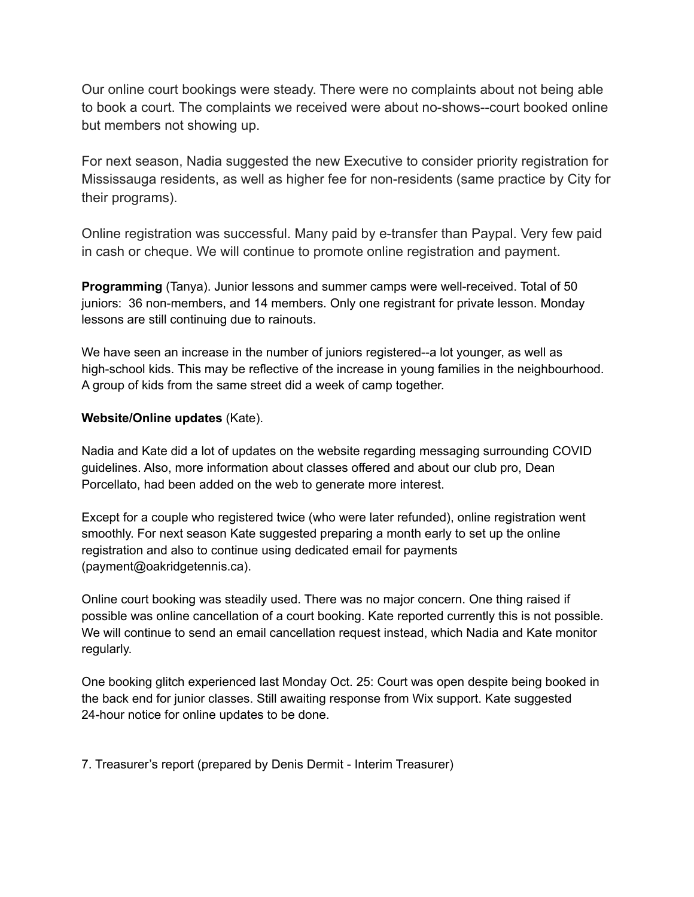Our online court bookings were steady. There were no complaints about not being able to book a court. The complaints we received were about no-shows--court booked online but members not showing up.

For next season, Nadia suggested the new Executive to consider priority registration for Mississauga residents, as well as higher fee for non-residents (same practice by City for their programs).

Online registration was successful. Many paid by e-transfer than Paypal. Very few paid in cash or cheque. We will continue to promote online registration and payment.

**Programming** (Tanya). Junior lessons and summer camps were well-received. Total of 50 juniors: 36 non-members, and 14 members. Only one registrant for private lesson. Monday lessons are still continuing due to rainouts.

We have seen an increase in the number of juniors registered--a lot younger, as well as high-school kids. This may be reflective of the increase in young families in the neighbourhood. A group of kids from the same street did a week of camp together.

**Website/Online updates** (Kate).

Nadia and Kate did a lot of updates on the website regarding messaging surrounding COVID guidelines. Also, more information about classes offered and about our club pro, Dean Porcellato, had been added on the web to generate more interest.

Except for a couple who registered twice (who were later refunded), online registration went smoothly. For next season Kate suggested preparing a month early to set up the online registration and also to continue using dedicated email for payments (payment@oakridgetennis.ca).

Online court booking was steadily used. There was no major concern. One thing raised if possible was online cancellation of a court booking. Kate reported currently this is not possible. We will continue to send an email cancellation request instead, which Nadia and Kate monitor regularly.

One booking glitch experienced last Monday Oct. 25: Court was open despite being booked in the back end for junior classes. Still awaiting response from Wix support. Kate suggested 24-hour notice for online updates to be done.

7. Treasurer's report (prepared by Denis Dermit - Interim Treasurer)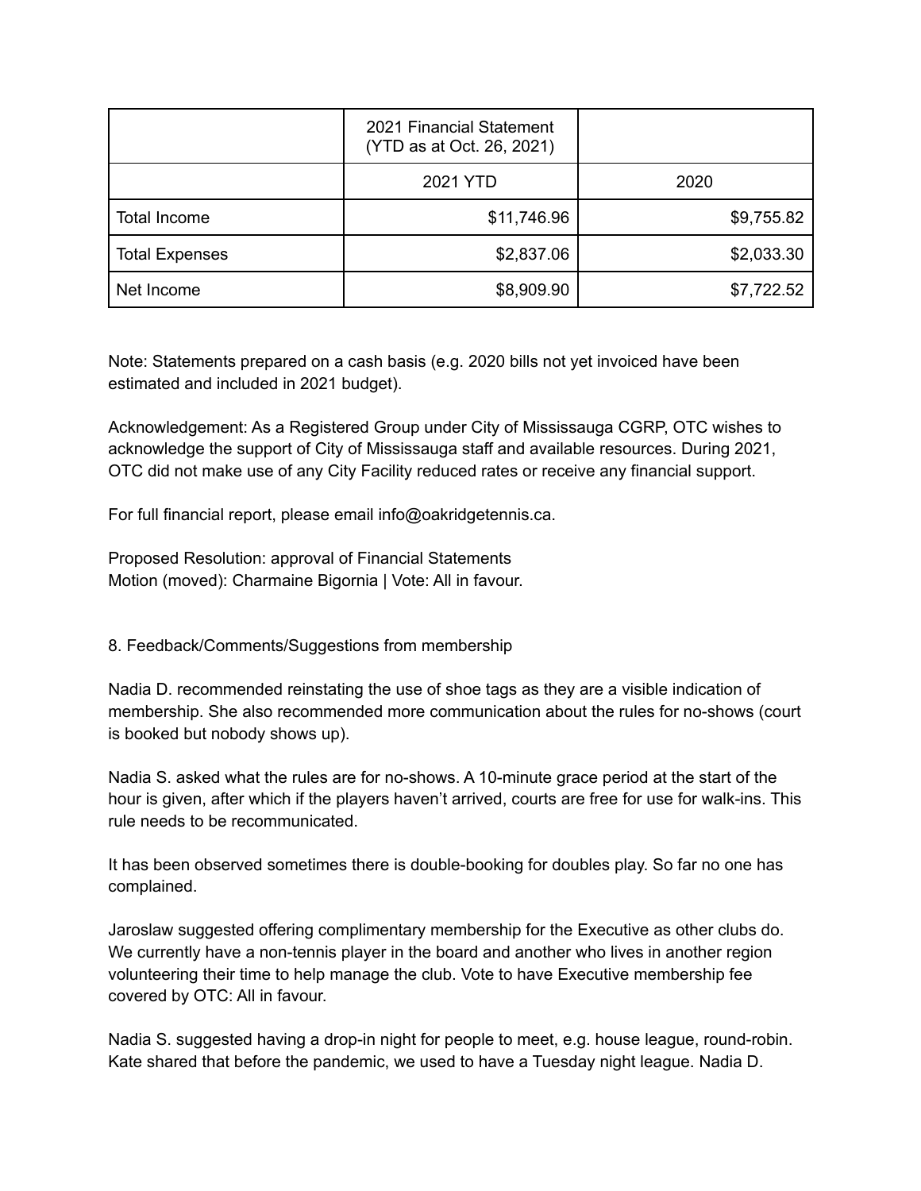| | 2021 Financial Statement (YTD as at Oct. 26, 2021) | |
|---|---|---|
| | 2021 YTD | 2020 |
| Total Income | $11,746.96 | $9,755.82 |
| Total Expenses | $2,837.06 | $2,033.30 |
| Net Income | $8,909.90 | $7,722.52 |

Note: Statements prepared on a cash basis (e.g. 2020 bills not yet invoiced have been estimated and included in 2021 budget).

Acknowledgement: As a Registered Group under City of Mississauga CGRP, OTC wishes to acknowledge the support of City of Mississauga staff and available resources. During 2021, OTC did not make use of any City Facility reduced rates or receive any financial support.

For full financial report, please email info@oakridgetennis.ca.

Proposed Resolution: approval of Financial Statements
Motion (moved): Charmaine Bigornia | Vote: All in favour.

8. Feedback/Comments/Suggestions from membership

Nadia D. recommended reinstating the use of shoe tags as they are a visible indication of membership. She also recommended more communication about the rules for no-shows (court is booked but nobody shows up).

Nadia S. asked what the rules are for no-shows. A 10-minute grace period at the start of the hour is given, after which if the players haven't arrived, courts are free for use for walk-ins. This rule needs to be recommunicated.

It has been observed sometimes there is double-booking for doubles play. So far no one has complained.

Jaroslaw suggested offering complimentary membership for the Executive as other clubs do. We currently have a non-tennis player in the board and another who lives in another region volunteering their time to help manage the club. Vote to have Executive membership fee covered by OTC: All in favour.

Nadia S. suggested having a drop-in night for people to meet, e.g. house league, round-robin. Kate shared that before the pandemic, we used to have a Tuesday night league. Nadia D.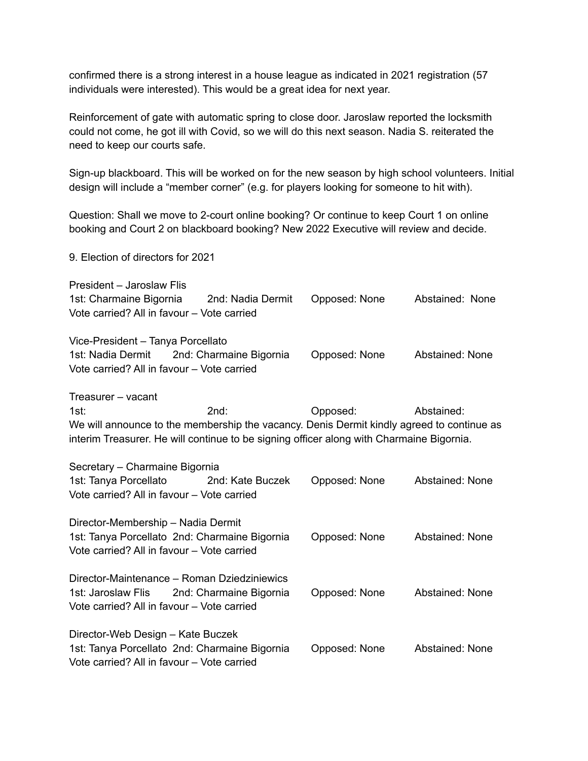confirmed there is a strong interest in a house league as indicated in 2021 registration (57 individuals were interested). This would be a great idea for next year.

Reinforcement of gate with automatic spring to close door. Jaroslaw reported the locksmith could not come, he got ill with Covid, so we will do this next season. Nadia S. reiterated the need to keep our courts safe.

Sign-up blackboard. This will be worked on for the new season by high school volunteers. Initial design will include a "member corner" (e.g. for players looking for someone to hit with).

Question: Shall we move to 2-court online booking? Or continue to keep Court 1 on online booking and Court 2 on blackboard booking? New 2022 Executive will review and decide.

9. Election of directors for 2021

President – Jaroslaw Flis
1st: Charmaine Bigornia 2nd: Nadia Dermit Opposed: None Abstained: None
Vote carried? All in favour – Vote carried

Vice-President – Tanya Porcellato
1st: Nadia Dermit 2nd: Charmaine Bigornia Opposed: None Abstained: None
Vote carried? All in favour – Vote carried

Treasurer – vacant
1st: 2nd: Opposed: Abstained:
We will announce to the membership the vacancy. Denis Dermit kindly agreed to continue as interim Treasurer. He will continue to be signing officer along with Charmaine Bigornia.

Secretary – Charmaine Bigornia
1st: Tanya Porcellato 2nd: Kate Buczek Opposed: None Abstained: None
Vote carried? All in favour – Vote carried

Director-Membership – Nadia Dermit
1st: Tanya Porcellato 2nd: Charmaine Bigornia Opposed: None Abstained: None
Vote carried? All in favour – Vote carried

Director-Maintenance – Roman Dziedziniewics
1st: Jaroslaw Flis 2nd: Charmaine Bigornia Opposed: None Abstained: None
Vote carried? All in favour – Vote carried

Director-Web Design – Kate Buczek
1st: Tanya Porcellato 2nd: Charmaine Bigornia Opposed: None Abstained: None
Vote carried? All in favour – Vote carried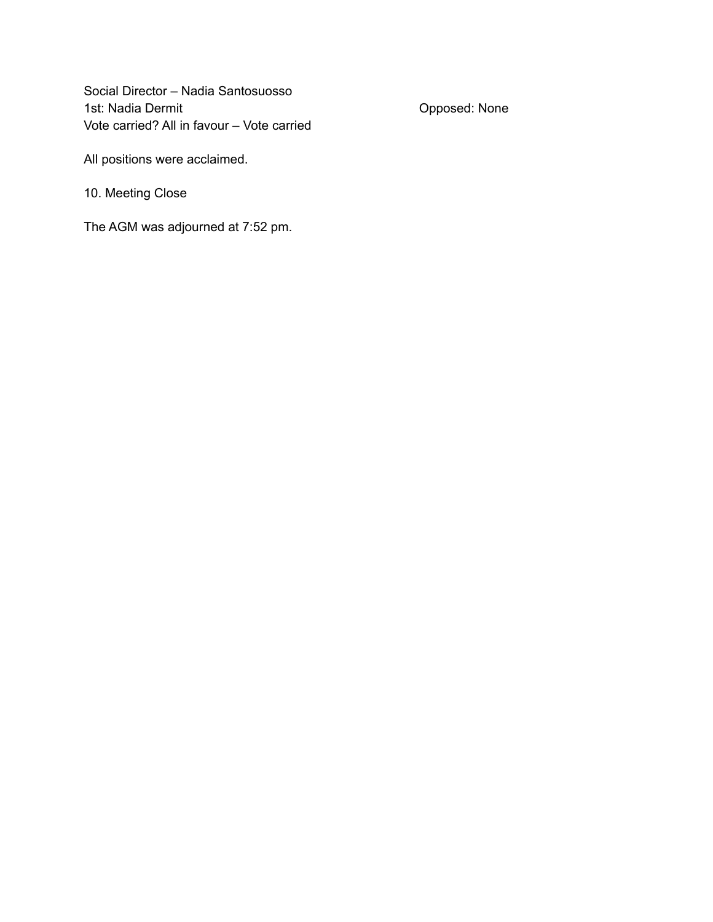Social Director – Nadia Santosuosso
1st: Nadia Dermit Opposed: None
Vote carried? All in favour – Vote carried

All positions were acclaimed.

10. Meeting Close

The AGM was adjourned at 7:52 pm.